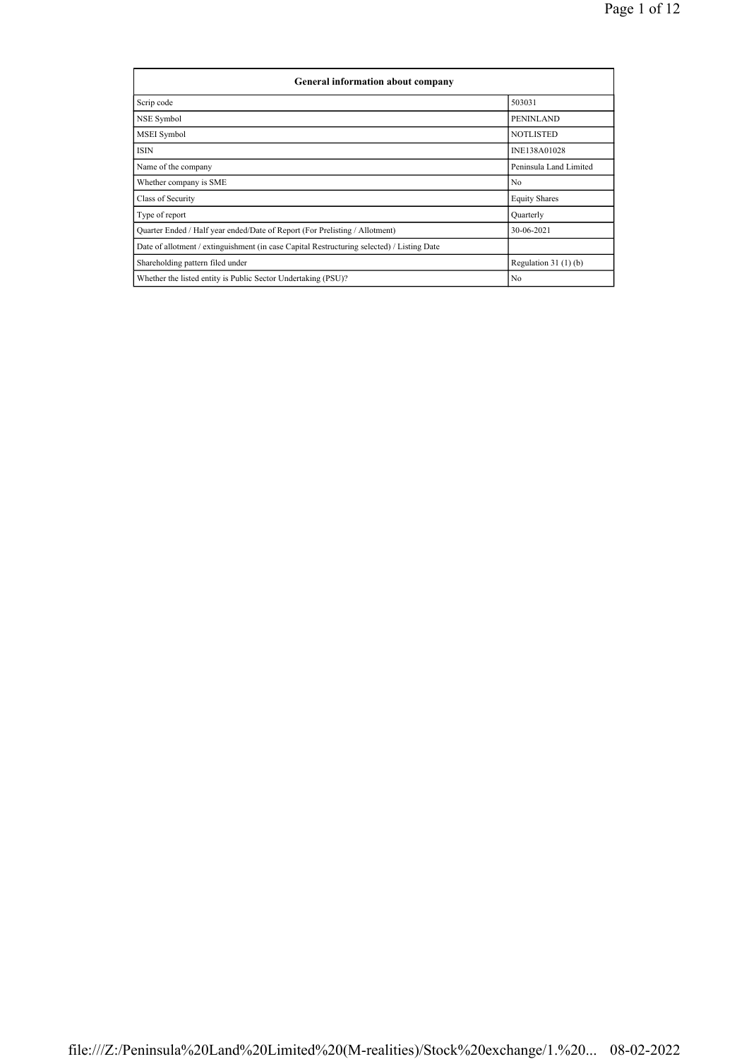| General information about company | |
|---|---|
| Scrip code | 503031 |
| NSE Symbol | PENINLAND |
| MSEI Symbol | NOTLISTED |
| ISIN | INE138A01028 |
| Name of the company | Peninsula Land Limited |
| Whether company is SME | No |
| Class of Security | Equity Shares |
| Type of report | Quarterly |
| Quarter Ended / Half year ended/Date of Report (For Prelisting / Allotment) | 30-06-2021 |
| Date of allotment / extinguishment (in case Capital Restructuring selected) / Listing Date | |
| Shareholding pattern filed under | Regulation 31 (1) (b) |
| Whether the listed entity is Public Sector Undertaking (PSU)? | No |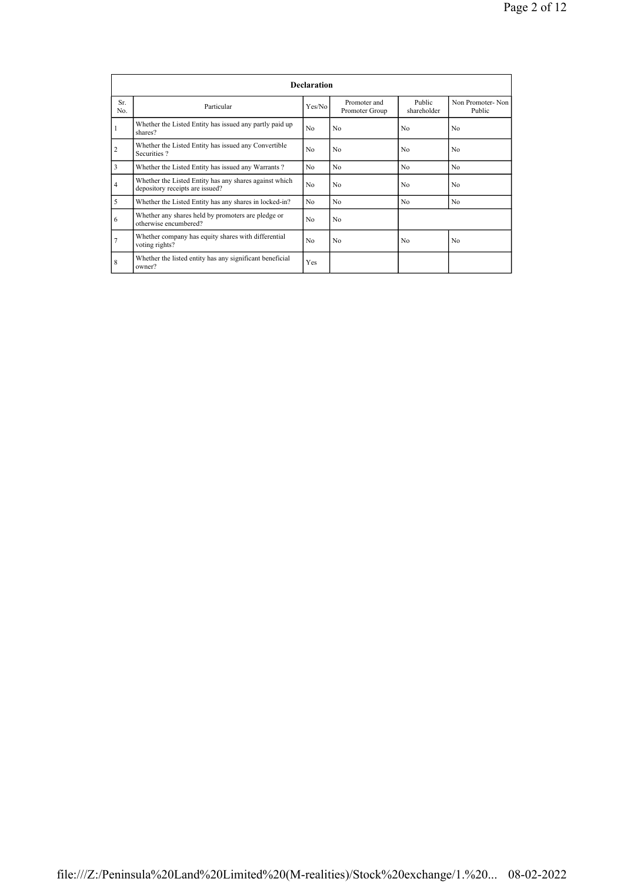| Declaration | | | | | |
|---|---|---|---|---|---|
| Sr. No. | Particular | Yes/No | Promoter and Promoter Group | Public shareholder | Non Promoter- Non Public |
| 1 | Whether the Listed Entity has issued any partly paid up shares? | No | No | No | No |
| 2 | Whether the Listed Entity has issued any Convertible Securities ? | No | No | No | No |
| 3 | Whether the Listed Entity has issued any Warrants ? | No | No | No | No |
| 4 | Whether the Listed Entity has any shares against which depository receipts are issued? | No | No | No | No |
| 5 | Whether the Listed Entity has any shares in locked-in? | No | No | No | No |
| 6 | Whether any shares held by promoters are pledge or otherwise encumbered? | No | No | | |
| 7 | Whether company has equity shares with differential voting rights? | No | No | No | No |
| 8 | Whether the listed entity has any significant beneficial owner? | Yes | | | |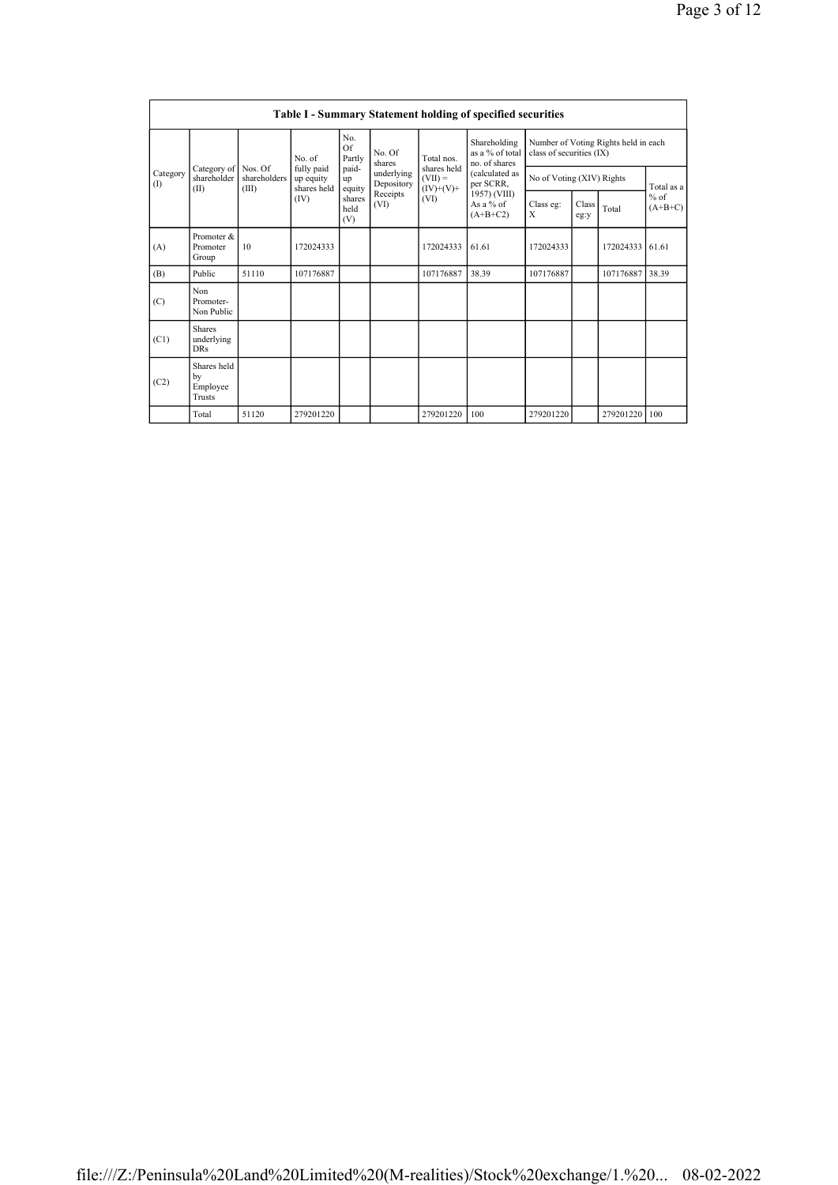| Table I - Summary Statement holding of specified securities | | | | | | | | | | | | |
|---|---|---|---|---|---|---|---|---|---|---|---|---|
| Category (I) | Category of shareholder (II) | Nos. Of shareholders (III) | No. of fully paid up equity shares held (IV) | No. Of Partly paid-up equity shares held (V) | No. Of shares underlying Depository Receipts (VI) | Total nos. shares held (VII) = (IV)+(V)+ (VI) | Shareholding as a % of total no. of shares (calculated as per SCRR, 1957) (VIII) As a % of (A+B+C2) | Number of Voting Rights held in each class of securities (IX) | | | |
| | | | | | | | | No of Voting (XIV) Rights | | | Total as a % of (A+B+C) |
| | | | | | | | | Class eg: X | Class eg:y | Total | |
| (A) | Promoter & Promoter Group | 10 | 172024333 | | | 172024333 | 61.61 | 172024333 | | 172024333 | 61.61 |
| (B) | Public | 51110 | 107176887 | | | 107176887 | 38.39 | 107176887 | | 107176887 | 38.39 |
| (C) | Non Promoter- Non Public | | | | | | | | | | |
| (C1) | Shares underlying DRs | | | | | | | | | | |
| (C2) | Shares held by Employee Trusts | | | | | | | | | | |
| | Total | 51120 | 279201220 | | | 279201220 | 100 | 279201220 | | 279201220 | 100 |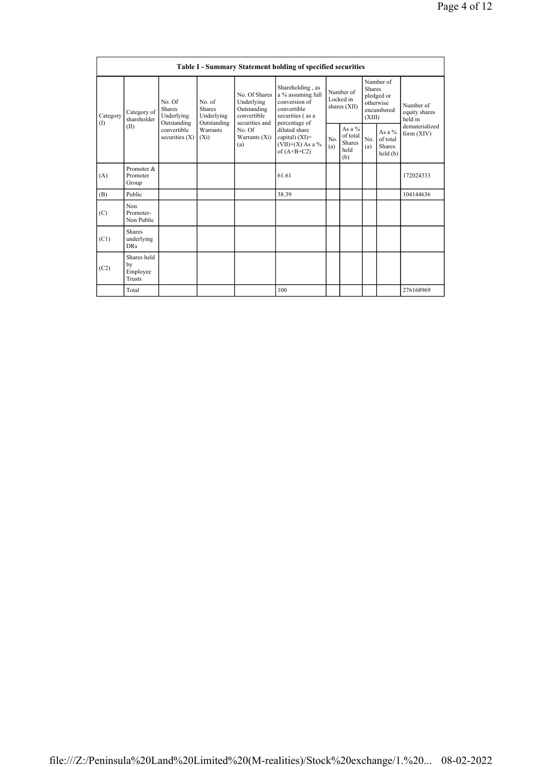| Table I - Summary Statement holding of specified securities | | | | | | | | | | |
|---|---|---|---|---|---|---|---|---|---|---|
| Category (I) | Category of shareholder (II) | No. Of Shares Underlying Outstanding convertible securities (X) | No. of Shares Underlying Outstanding Warrants (Xi) | No. Of Shares Underlying Outstanding convertible securities and No. Of Warrants (Xi) (a) | Shareholding , as a % assuming full conversion of convertible securities ( as a percentage of diluted share capital) (XI)= (VII)+(X) As a % of (A+B+C2) | Number of Locked in shares (XII) | | Number of Shares pledged or otherwise encumbered (XIII) | | Number of equity shares held in dematerialized form (XIV) |
| | | | | | | No. (a) | As a % of total Shares held (b) | No. (a) | As a % of total Shares held (b) | |
| (A) | Promoter & Promoter Group | | | | 61.61 | | | | | 172024333 |
| (B) | Public | | | | 38.39 | | | | | 104144636 |
| (C) | Non Promoter- Non Public | | | | | | | | | |
| (C1) | Shares underlying DRs | | | | | | | | | |
| (C2) | Shares held by Employee Trusts | | | | | | | | | |
| | Total | | | | 100 | | | | | 276168969 |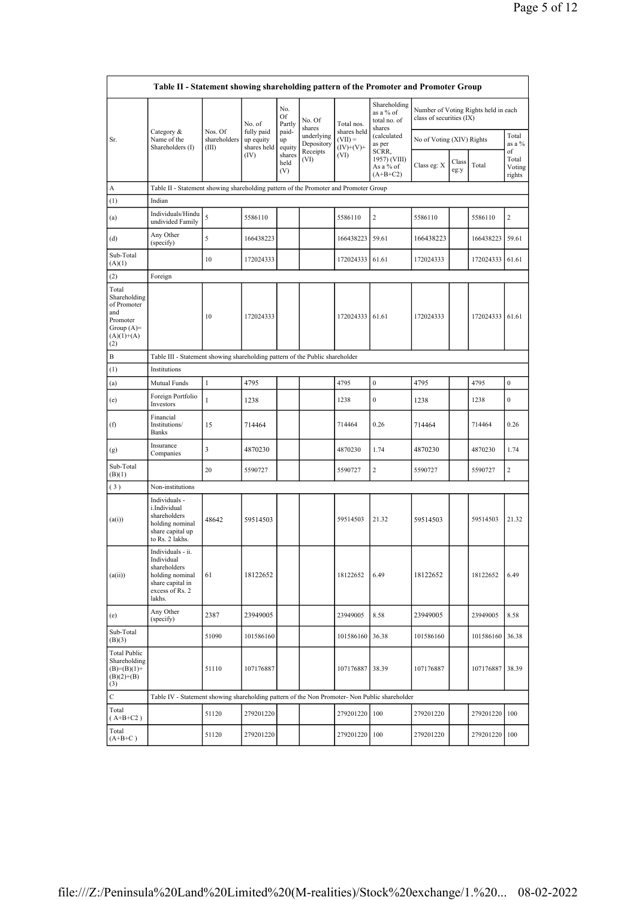| Table II - Statement showing shareholding pattern of the Promoter and Promoter Group | | | | | | | | | | | | |
|---|---|---|---|---|---|---|---|---|---|---|---|---|
| Sr. | Category & Name of the Shareholders (I) | Nos. Of shareholders (III) | No. of fully paid up equity shares held (IV) | No. Of Partly paid-up equity shares held (V) | No. Of shares underlying Depository Receipts (VI) | Total nos. shares held (VII) = (IV)+(V)+ (VI) | Shareholding as a % of total no. of shares (calculated as per SCRR, 1957) (VIII) As a % of (A+B+C2) | Number of Voting Rights held in each class of securities (IX) | | | |
| | | | | | | | | No of Voting (XIV) Rights | | | Total as a % of Total Voting rights |
| | | | | | | | | Class eg: X | Class eg:y | Total | |
| A | Table II - Statement showing shareholding pattern of the Promoter and Promoter Group | | | | | | | | | | |
| (1) | Indian | | | | | | | | | | |
| (a) | Individuals/Hindu undivided Family | 5 | 5586110 | | | 5586110 | 2 | 5586110 | | 5586110 | 2 |
| (d) | Any Other (specify) | 5 | 166438223 | | | 166438223 | 59.61 | 166438223 | | 166438223 | 59.61 |
| Sub-Total (A)(1) | | 10 | 172024333 | | | 172024333 | 61.61 | 172024333 | | 172024333 | 61.61 |
| (2) | Foreign | | | | | | | | | | |
| Total Shareholding of Promoter and Promoter Group (A)=(A)(1)+(A)(2) | | 10 | 172024333 | | | 172024333 | 61.61 | 172024333 | | 172024333 | 61.61 |
| B | Table III - Statement showing shareholding pattern of the Public shareholder | | | | | | | | | | |
| (1) | Institutions | | | | | | | | | | |
| (a) | Mutual Funds | 1 | 4795 | | | 4795 | 0 | 4795 | | 4795 | 0 |
| (e) | Foreign Portfolio Investors | 1 | 1238 | | | 1238 | 0 | 1238 | | 1238 | 0 |
| (f) | Financial Institutions/ Banks | 15 | 714464 | | | 714464 | 0.26 | 714464 | | 714464 | 0.26 |
| (g) | Insurance Companies | 3 | 4870230 | | | 4870230 | 1.74 | 4870230 | | 4870230 | 1.74 |
| Sub-Total (B)(1) | | 20 | 5590727 | | | 5590727 | 2 | 5590727 | | 5590727 | 2 |
| (3) | Non-institutions | | | | | | | | | | |
| (a(i)) | Individuals - i.Individual shareholders holding nominal share capital up to Rs. 2 lakhs. | 48642 | 59514503 | | | 59514503 | 21.32 | 59514503 | | 59514503 | 21.32 |
| (a(ii)) | Individuals - ii. Individual shareholders holding nominal share capital in excess of Rs. 2 lakhs. | 61 | 18122652 | | | 18122652 | 6.49 | 18122652 | | 18122652 | 6.49 |
| (e) | Any Other (specify) | 2387 | 23949005 | | | 23949005 | 8.58 | 23949005 | | 23949005 | 8.58 |
| Sub-Total (B)(3) | | 51090 | 101586160 | | | 101586160 | 36.38 | 101586160 | | 101586160 | 36.38 |
| Total Public Shareholding (B)=(B)(1)+(B)(2)+(B)(3) | | 51110 | 107176887 | | | 107176887 | 38.39 | 107176887 | | 107176887 | 38.39 |
| C | Table IV - Statement showing shareholding pattern of the Non Promoter- Non Public shareholder | | | | | | | | | | |
| Total ( A+B+C2 ) | | 51120 | 279201220 | | | 279201220 | 100 | 279201220 | | 279201220 | 100 |
| Total (A+B+C ) | | 51120 | 279201220 | | | 279201220 | 100 | 279201220 | | 279201220 | 100 |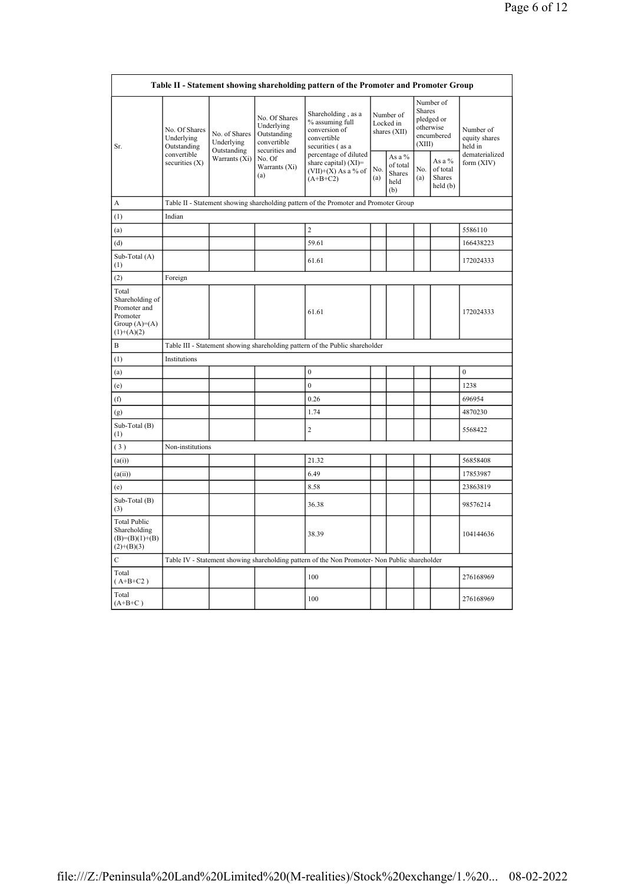| Table II - Statement showing shareholding pattern of the Promoter and Promoter Group | | | | | | | | | |
|---|---|---|---|---|---|---|---|---|---|
| Sr. | No. Of Shares Underlying Outstanding convertible securities (X) | No. of Shares Underlying Outstanding Warrants (Xi) | No. Of Shares Underlying Outstanding convertible securities and No. Of Warrants (Xi) (a) | Shareholding , as a % assuming full conversion of convertible securities ( as a percentage of diluted share capital) (XI)= (VII)+(X) As a % of (A+B+C2) | Number of Locked in shares (XII) | | Number of Shares pledged or otherwise encumbered (XIII) | | Number of equity shares held in dematerialized form (XIV) |
| | | | | | No. (a) | As a % of total Shares held (b) | No. (a) | As a % of total Shares held (b) | |
| A | Table II - Statement showing shareholding pattern of the Promoter and Promoter Group | | | | | | | | |
| (1) | Indian | | | | | | | | |
| (a) | | | | 2 | | | | | 5586110 |
| (d) | | | | 59.61 | | | | | 166438223 |
| Sub-Total (A) (1) | | | | 61.61 | | | | | 172024333 |
| (2) | Foreign | | | | | | | | |
| Total Shareholding of Promoter and Promoter Group (A)=(A)(1)+(A)(2) | | | | 61.61 | | | | | 172024333 |
| B | Table III - Statement showing shareholding pattern of the Public shareholder | | | | | | | | |
| (1) | Institutions | | | | | | | | |
| (a) | | | | 0 | | | | | 0 |
| (e) | | | | 0 | | | | | 1238 |
| (f) | | | | 0.26 | | | | | 696954 |
| (g) | | | | 1.74 | | | | | 4870230 |
| Sub-Total (B) (1) | | | | 2 | | | | | 5568422 |
| ( 3 ) | Non-institutions | | | | | | | | |
| (a(i)) | | | | 21.32 | | | | | 56858408 |
| (a(ii)) | | | | 6.49 | | | | | 17853987 |
| (e) | | | | 8.58 | | | | | 23863819 |
| Sub-Total (B) (3) | | | | 36.38 | | | | | 98576214 |
| Total Public Shareholding (B)=(B)(1)+(B)(2)+(B)(3) | | | | 38.39 | | | | | 104144636 |
| C | Table IV - Statement showing shareholding pattern of the Non Promoter- Non Public shareholder | | | | | | | | |
| Total ( A+B+C2 ) | | | | 100 | | | | | 276168969 |
| Total (A+B+C ) | | | | 100 | | | | | 276168969 |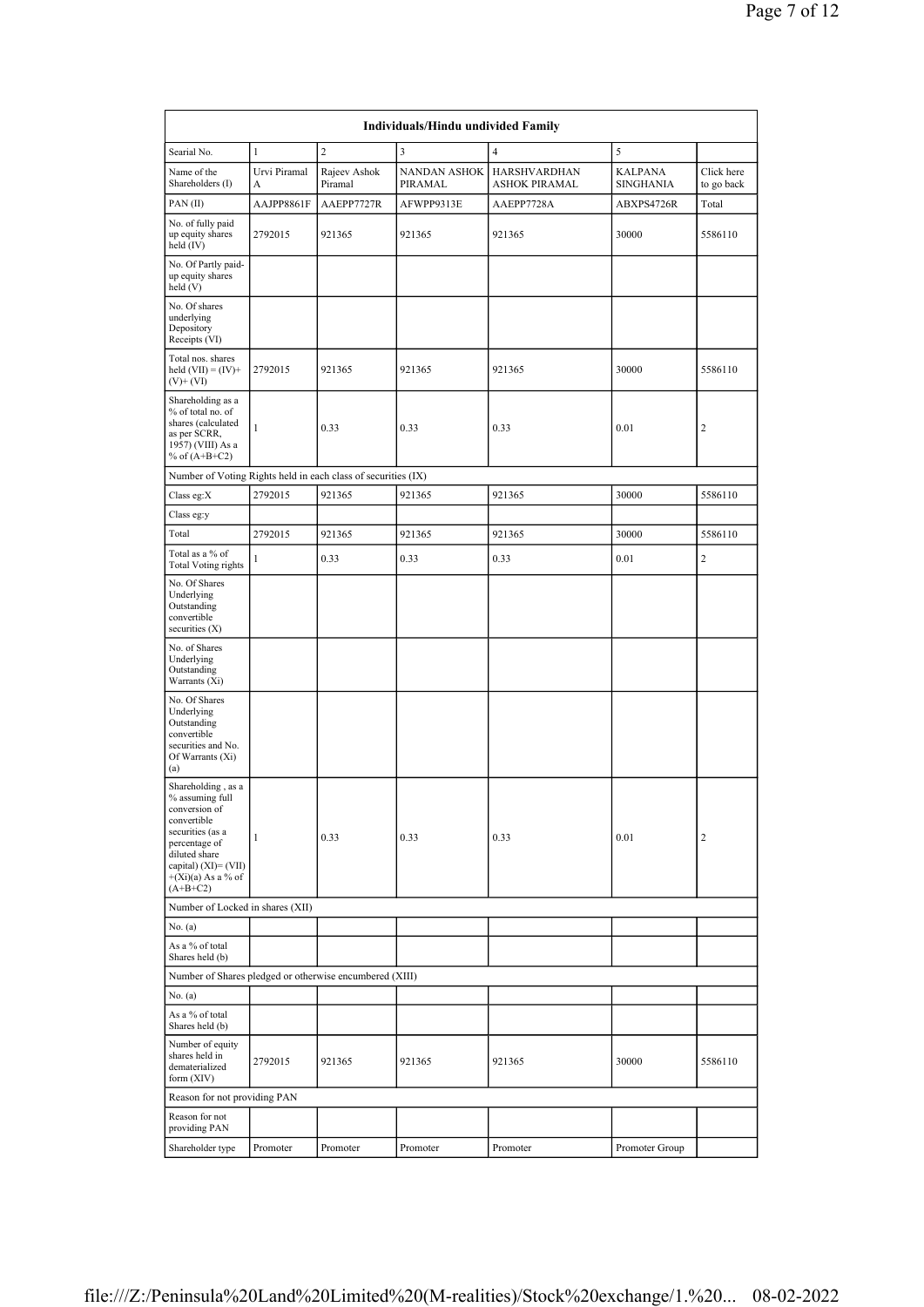| Individuals/Hindu undivided Family | | | | | | |
|---|---|---|---|---|---|---|
| Searial No. | 1 | 2 | 3 | 4 | 5 | |
| Name of the Shareholders (I) | Urvi Piramal A | Rajeev Ashok Piramal | NANDAN ASHOK PIRAMAL | HARSHVARDHAN ASHOK PIRAMAL | KALPANA SINGHANIA | Click here to go back |
| PAN (II) | AAJPP8861F | AAEPP7727R | AFWPP9313E | AAEPP7728A | ABXPS4726R | Total |
| No. of fully paid up equity shares held (IV) | 2792015 | 921365 | 921365 | 921365 | 30000 | 5586110 |
| No. Of Partly paid-up equity shares held (V) | | | | | | |
| No. Of shares underlying Depository Receipts (VI) | | | | | | |
| Total nos. shares held (VII) = (IV)+ (V)+ (VI) | 2792015 | 921365 | 921365 | 921365 | 30000 | 5586110 |
| Shareholding as a % of total no. of shares (calculated as per SCRR, 1957) (VIII) As a % of (A+B+C2) | 1 | 0.33 | 0.33 | 0.33 | 0.01 | 2 |
| Number of Voting Rights held in each class of securities (IX) | | | | | | |
| Class eg:X | 2792015 | 921365 | 921365 | 921365 | 30000 | 5586110 |
| Class eg:y | | | | | | |
| Total | 2792015 | 921365 | 921365 | 921365 | 30000 | 5586110 |
| Total as a % of Total Voting rights | 1 | 0.33 | 0.33 | 0.33 | 0.01 | 2 |
| No. Of Shares Underlying Outstanding convertible securities (X) | | | | | | |
| No. of Shares Underlying Outstanding Warrants (Xi) | | | | | | |
| No. Of Shares Underlying Outstanding convertible securities and No. Of Warrants (Xi) (a) | | | | | | |
| Shareholding , as a % assuming full conversion of convertible securities (as a percentage of diluted share capital) (XI)= (VII) +(Xi)(a) As a % of (A+B+C2) | 1 | 0.33 | 0.33 | 0.33 | 0.01 | 2 |
| Number of Locked in shares (XII) | | | | | | |
| No. (a) | | | | | | |
| As a % of total Shares held (b) | | | | | | |
| Number of Shares pledged or otherwise encumbered (XIII) | | | | | | |
| No. (a) | | | | | | |
| As a % of total Shares held (b) | | | | | | |
| Number of equity shares held in dematerialized form (XIV) | 2792015 | 921365 | 921365 | 921365 | 30000 | 5586110 |
| Reason for not providing PAN | | | | | | |
| Reason for not providing PAN | | | | | | |
| Shareholder type | Promoter | Promoter | Promoter | Promoter | Promoter Group | |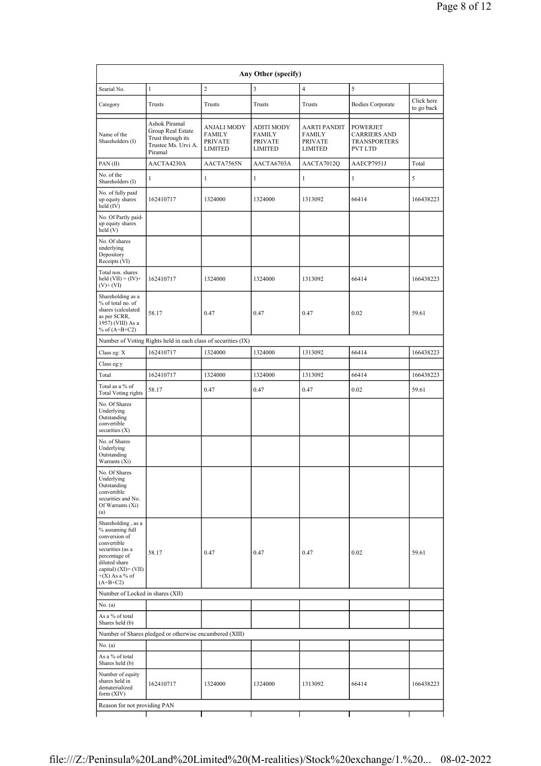| Any Other (specify) | | | | | | |
|---|---|---|---|---|---|---|
| Searial No. | 1 | 2 | 3 | 4 | 5 | |
| Category | Trusts | Trusts | Trusts | Trusts | Bodies Corporate | Click here to go back |
| Name of the Shareholders (I) | Ashok Piramal Group Real Estate Trust through its Trustee Ms. Urvi A. Piramal | ANJALI MODY FAMILY PRIVATE LIMITED | ADITI MODY FAMILY PRIVATE LIMITED | AARTI PANDIT FAMILY PRIVATE LIMITED | POWERJET CARRIERS AND TRANSPORTERS PVT LTD | |
| PAN (II) | AACTA4230A | AACTA7565N | AACTA6703A | AACTA7012Q | AAECP7951J | Total |
| No. of the Shareholders (I) | 1 | 1 | 1 | 1 | 1 | 5 |
| No. of fully paid up equity shares held (IV) | 162410717 | 1324000 | 1324000 | 1313092 | 66414 | 166438223 |
| No. Of Partly paid-up equity shares held (V) | | | | | | |
| No. Of shares underlying Depository Receipts (VI) | | | | | | |
| Total nos. shares held (VII) = (IV)+ (V)+ (VI) | 162410717 | 1324000 | 1324000 | 1313092 | 66414 | 166438223 |
| Shareholding as a % of total no. of shares (calculated as per SCRR, 1957) (VIII) As a % of (A+B+C2) | 58.17 | 0.47 | 0.47 | 0.47 | 0.02 | 59.61 |
| Number of Voting Rights held in each class of securities (IX) | | | | | | |
| Class eg: X | 162410717 | 1324000 | 1324000 | 1313092 | 66414 | 166438223 |
| Class eg:y | | | | | | |
| Total | 162410717 | 1324000 | 1324000 | 1313092 | 66414 | 166438223 |
| Total as a % of Total Voting rights | 58.17 | 0.47 | 0.47 | 0.47 | 0.02 | 59.61 |
| No. Of Shares Underlying Outstanding convertible securities (X) | | | | | | |
| No. of Shares Underlying Outstanding Warrants (Xi) | | | | | | |
| No. Of Shares Underlying Outstanding convertible securities and No. Of Warrants (Xi) (a) | | | | | | |
| Shareholding , as a % assuming full conversion of convertible securities (as a percentage of diluted share capital) (XI)= (VII) +(X) As a % of (A+B+C2) | 58.17 | 0.47 | 0.47 | 0.47 | 0.02 | 59.61 |
| Number of Locked in shares (XII) | | | | | | |
| No. (a) | | | | | | |
| As a % of total Shares held (b) | | | | | | |
| Number of Shares pledged or otherwise encumbered (XIII) | | | | | | |
| No. (a) | | | | | | |
| As a % of total Shares held (b) | | | | | | |
| Number of equity shares held in dematerialized form (XIV) | 162410717 | 1324000 | 1324000 | 1313092 | 66414 | 166438223 |
| Reason for not providing PAN | | | | | | |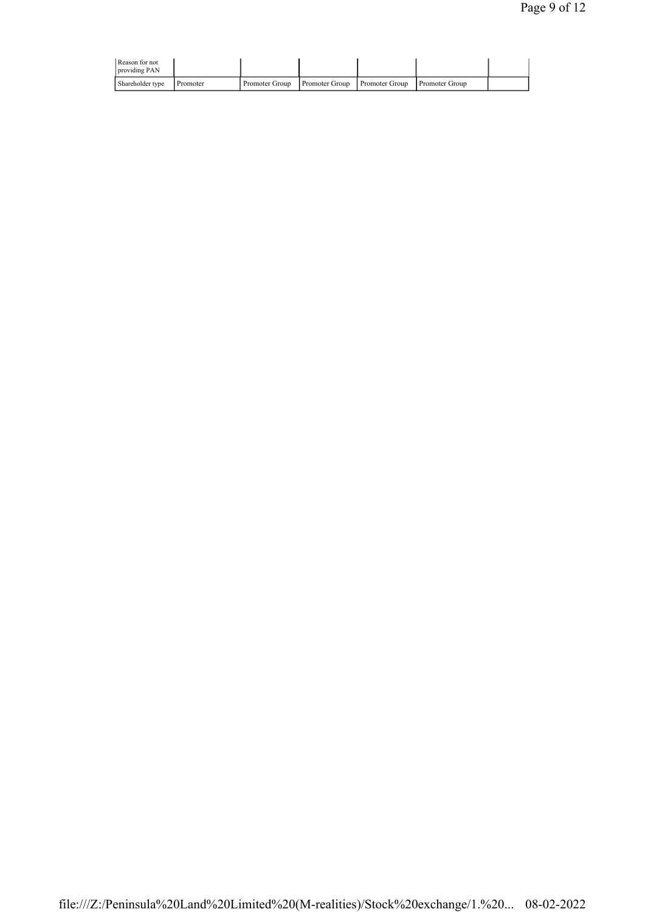| Reason for not providing PAN | | | | | | |
|---|---|---|---|---|---|---|
| Shareholder type | Promoter | Promoter Group | Promoter Group | Promoter Group | Promoter Group | |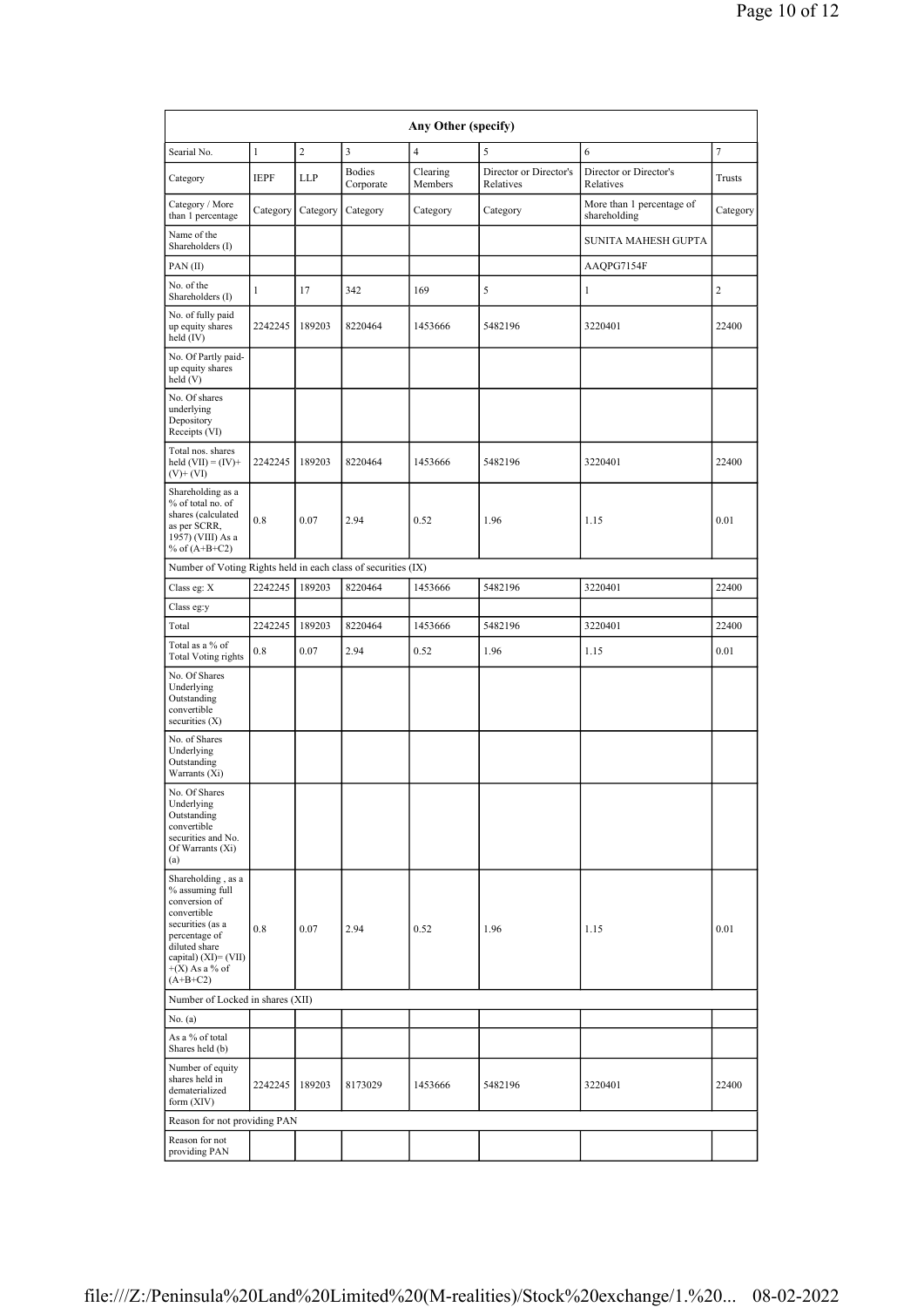| Any Other (specify) | | | | | | | |
|---|---|---|---|---|---|---|---|
| Searial No. | 1 | 2 | 3 | 4 | 5 | 6 | 7 |
| Category | IEPF | LLP | Bodies Corporate | Clearing Members | Director or Director's Relatives | Director or Director's Relatives | Trusts |
| Category / More than 1 percentage | Category | Category | Category | Category | Category | More than 1 percentage of shareholding | Category |
| Name of the Shareholders (I) | | | | | | SUNITA MAHESH GUPTA | |
| PAN (II) | | | | | | AAQPG7154F | |
| No. of the Shareholders (I) | 1 | 17 | 342 | 169 | 5 | 1 | 2 |
| No. of fully paid up equity shares held (IV) | 2242245 | 189203 | 8220464 | 1453666 | 5482196 | 3220401 | 22400 |
| No. Of Partly paid-up equity shares held (V) | | | | | | | |
| No. Of shares underlying Depository Receipts (VI) | | | | | | | |
| Total nos. shares held (VII) = (IV)+ (V)+ (VI) | 2242245 | 189203 | 8220464 | 1453666 | 5482196 | 3220401 | 22400 |
| Shareholding as a % of total no. of shares (calculated as per SCRR, 1957) (VIII) As a % of (A+B+C2) | 0.8 | 0.07 | 2.94 | 0.52 | 1.96 | 1.15 | 0.01 |
| Number of Voting Rights held in each class of securities (IX) | | | | | | | |
| Class eg: X | 2242245 | 189203 | 8220464 | 1453666 | 5482196 | 3220401 | 22400 |
| Class eg:y | | | | | | | |
| Total | 2242245 | 189203 | 8220464 | 1453666 | 5482196 | 3220401 | 22400 |
| Total as a % of Total Voting rights | 0.8 | 0.07 | 2.94 | 0.52 | 1.96 | 1.15 | 0.01 |
| No. Of Shares Underlying Outstanding convertible securities (X) | | | | | | | |
| No. of Shares Underlying Outstanding Warrants (Xi) | | | | | | | |
| No. Of Shares Underlying Outstanding convertible securities and No. Of Warrants (Xi) (a) | | | | | | | |
| Shareholding , as a % assuming full conversion of convertible securities (as a percentage of diluted share capital) (XI)= (VII) +(X) As a % of (A+B+C2) | 0.8 | 0.07 | 2.94 | 0.52 | 1.96 | 1.15 | 0.01 |
| Number of Locked in shares (XII) | | | | | | | |
| No. (a) | | | | | | | |
| As a % of total Shares held (b) | | | | | | | |
| Number of equity shares held in dematerialized form (XIV) | 2242245 | 189203 | 8173029 | 1453666 | 5482196 | 3220401 | 22400 |
| Reason for not providing PAN | | | | | | | |
| Reason for not providing PAN | | | | | | | |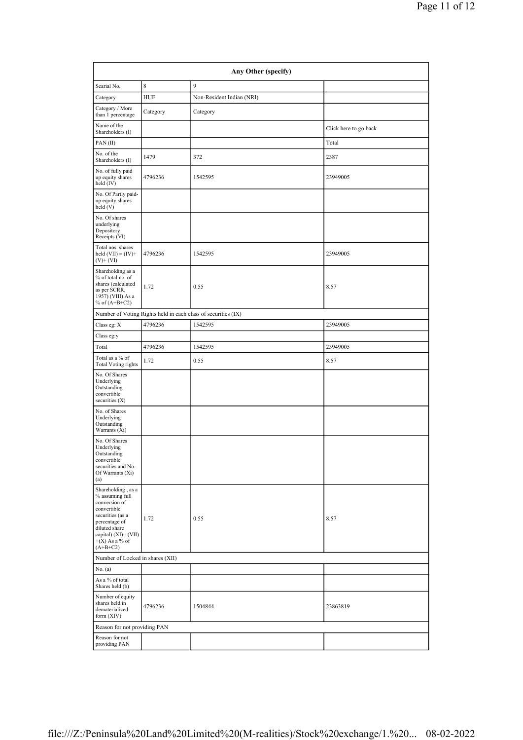| Any Other (specify) | | | |
|---|---|---|---|
| Searial No. | 8 | 9 | |
| Category | HUF | Non-Resident Indian (NRI) | |
| Category / More than 1 percentage | Category | Category | |
| Name of the Shareholders (I) | | | Click here to go back |
| PAN (II) | | | Total |
| No. of the Shareholders (I) | 1479 | 372 | 2387 |
| No. of fully paid up equity shares held (IV) | 4796236 | 1542595 | 23949005 |
| No. Of Partly paid-up equity shares held (V) | | | |
| No. Of shares underlying Depository Receipts (VI) | | | |
| Total nos. shares held (VII) = (IV)+ (V)+ (VI) | 4796236 | 1542595 | 23949005 |
| Shareholding as a % of total no. of shares (calculated as per SCRR, 1957) (VIII) As a % of (A+B+C2) | 1.72 | 0.55 | 8.57 |
| Number of Voting Rights held in each class of securities (IX) | | | |
| Class eg: X | 4796236 | 1542595 | 23949005 |
| Class eg:y | | | |
| Total | 4796236 | 1542595 | 23949005 |
| Total as a % of Total Voting rights | 1.72 | 0.55 | 8.57 |
| No. Of Shares Underlying Outstanding convertible securities (X) | | | |
| No. of Shares Underlying Outstanding Warrants (Xi) | | | |
| No. Of Shares Underlying Outstanding convertible securities and No. Of Warrants (Xi) (a) | | | |
| Shareholding , as a % assuming full conversion of convertible securities (as a percentage of diluted share capital) (XI)= (VII) +(X) As a % of (A+B+C2) | 1.72 | 0.55 | 8.57 |
| Number of Locked in shares (XII) | | | |
| No. (a) | | | |
| As a % of total Shares held (b) | | | |
| Number of equity shares held in dematerialized form (XIV) | 4796236 | 1504844 | 23863819 |
| Reason for not providing PAN | | | |
| Reason for not providing PAN | | | |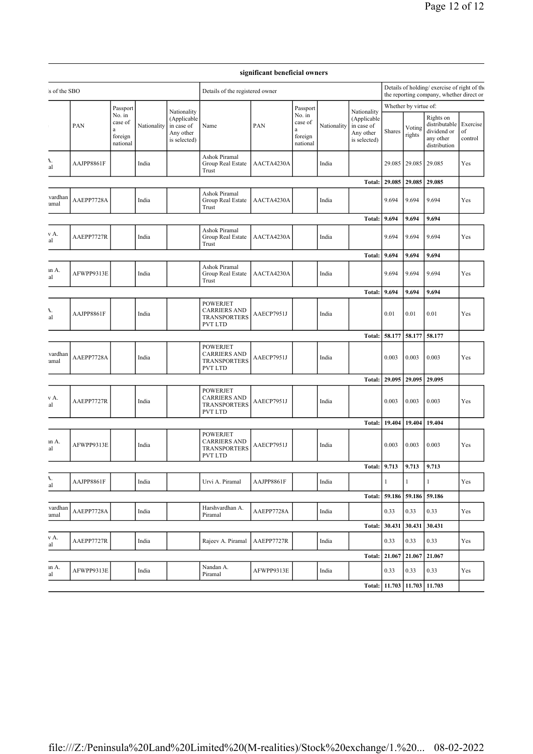## significant beneficial owners

| ls of the SBO | | | | | Details of the registered owner | | | | | Details of holding/ exercise of right of the the reporting company, whether direct or | | | |
|---|---|---|---|---|---|---|---|---|---|---|---|---|---|
| | | | | | | | | | | Whether by virtue of: | | | |
| | PAN | Passport No. in case of a foreign national | Nationality | Nationality (Applicable in case of Any other is selected) | Name | PAN | Passport No. in case of a foreign national | Nationality | Nationality (Applicable in case of Any other is selected) | Shares | Voting rights | Rights on distributable dividend or any other distribution | Exercise of control |
| A. al | AAJPP8861F | | India | | Ashok Piramal Group Real Estate Trust | AACTA4230A | | India | | 29.085 | 29.085 | 29.085 | Yes |
| | | | | | | | | | Total: | 29.085 | 29.085 | 29.085 | |
| vardhan amal | AAEPP7728A | | India | | Ashok Piramal Group Real Estate Trust | AACTA4230A | | India | | 9.694 | 9.694 | 9.694 | Yes |
| | | | | | | | | | Total: | 9.694 | 9.694 | 9.694 | |
| v A. al | AAEPP7727R | | India | | Ashok Piramal Group Real Estate Trust | AACTA4230A | | India | | 9.694 | 9.694 | 9.694 | Yes |
| | | | | | | | | | Total: | 9.694 | 9.694 | 9.694 | |
| an A. al | AFWPP9313E | | India | | Ashok Piramal Group Real Estate Trust | AACTA4230A | | India | | 9.694 | 9.694 | 9.694 | Yes |
| | | | | | | | | | Total: | 9.694 | 9.694 | 9.694 | |
| A. al | AAJPP8861F | | India | | POWERJET CARRIERS AND TRANSPORTERS PVT LTD | AAECP7951J | | India | | 0.01 | 0.01 | 0.01 | Yes |
| | | | | | | | | | Total: | 58.177 | 58.177 | 58.177 | |
| vardhan amal | AAEPP7728A | | India | | POWERJET CARRIERS AND TRANSPORTERS PVT LTD | AAECP7951J | | India | | 0.003 | 0.003 | 0.003 | Yes |
| | | | | | | | | | Total: | 29.095 | 29.095 | 29.095 | |
| v A. al | AAEPP7727R | | India | | POWERJET CARRIERS AND TRANSPORTERS PVT LTD | AAECP7951J | | India | | 0.003 | 0.003 | 0.003 | Yes |
| | | | | | | | | | Total: | 19.404 | 19.404 | 19.404 | |
| an A. al | AFWPP9313E | | India | | POWERJET CARRIERS AND TRANSPORTERS PVT LTD | AAECP7951J | | India | | 0.003 | 0.003 | 0.003 | Yes |
| | | | | | | | | | Total: | 9.713 | 9.713 | 9.713 | |
| A. al | AAJPP8861F | | India | | Urvi A. Piramal | AAJPP8861F | | India | | 1 | 1 | 1 | Yes |
| | | | | | | | | | Total: | 59.186 | 59.186 | 59.186 | |
| vardhan amal | AAEPP7728A | | India | | Harshvardhan A. Piramal | AAEPP7728A | | India | | 0.33 | 0.33 | 0.33 | Yes |
| | | | | | | | | | Total: | 30.431 | 30.431 | 30.431 | |
| v A. al | AAEPP7727R | | India | | Rajeev A. Piramal | AAEPP7727R | | India | | 0.33 | 0.33 | 0.33 | Yes |
| | | | | | | | | | Total: | 21.067 | 21.067 | 21.067 | |
| an A. al | AFWPP9313E | | India | | Nandan A. Piramal | AFWPP9313E | | India | | 0.33 | 0.33 | 0.33 | Yes |
| | | | | | | | | | Total: | 11.703 | 11.703 | 11.703 | |